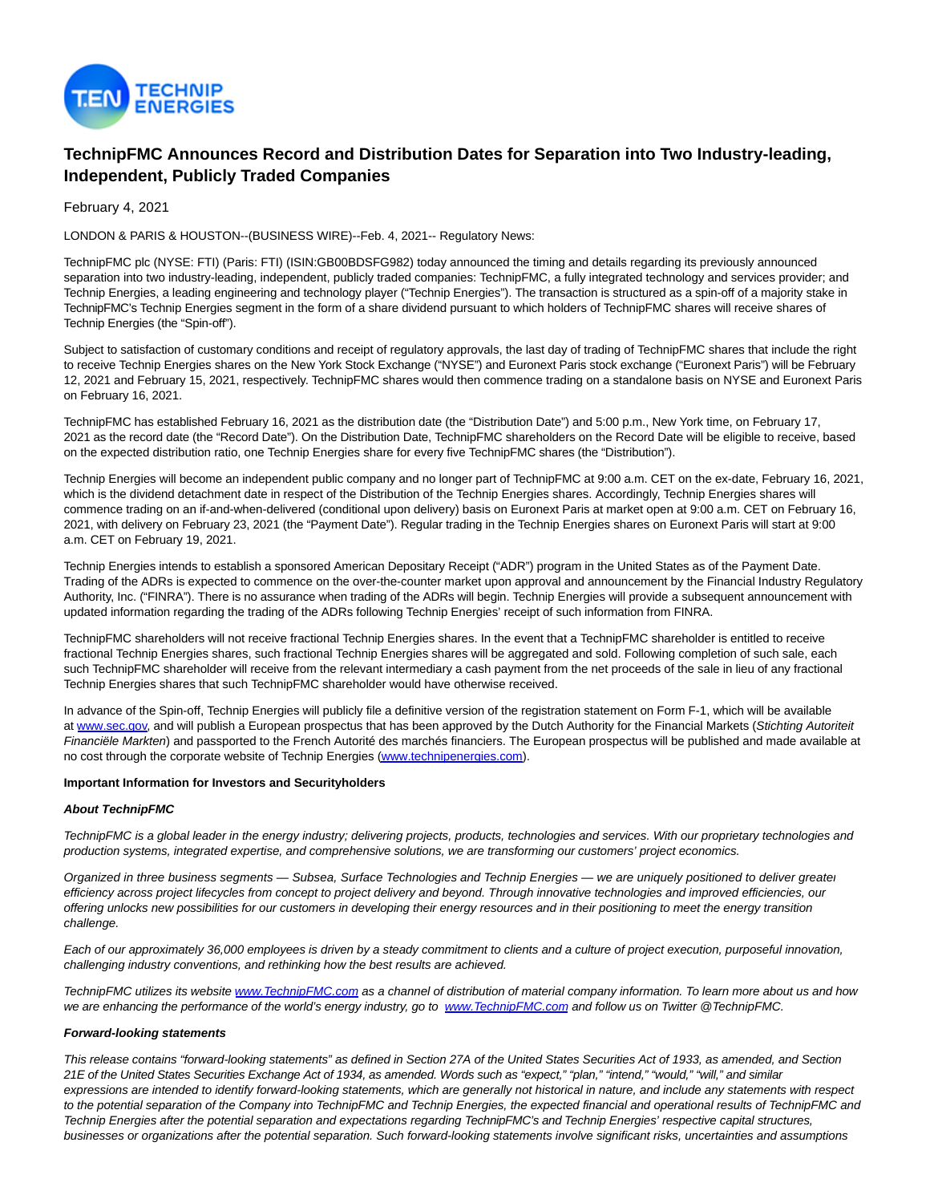# TechnipFMC Announces Record and Distribution Dates for Separation into Two Industry-leading, Independent, Publicly Traded Companies

February 4, 2021

LONDON & PARIS & HOUSTON--(BUSINESS WIRE)--Feb. 4, 2021-- Regulatory News:

TechnipFMC plc (NYSE: FTI) (Paris: FTI) (ISIN:GB00BDSFG982) today announced the timing and details regarding its previously announced separation into two industry-leading, independent, publicly traded companies: TechnipFMC, a fully integrated technology and services provider; and Technip Energies, a leading engineering and technology player ("Technip Energies"). The transaction is structured as a spin-off of a majority stake in TechnipFMC's Technip Energies segment in the form of a share dividend pursuant to which holders of TechnipFMC shares will receive shares of Technip Energies (the "Spin-off").

Subject to satisfaction of customary conditions and receipt of regulatory approvals, the last day of trading of TechnipFMC shares that include the right to receive Technip Energies shares on the New York Stock Exchange ("NYSE") and Euronext Paris stock exchange ("Euronext Paris") will be February 12, 2021 and February 15, 2021, respectively. TechnipFMC shares would then commence trading on a standalone basis on NYSE and Euronext Paris on February 16, 2021.

TechnipFMC has established February 16, 2021 as the distribution date (the "Distribution Date") and 5:00 p.m., New York time, on February 17, 2021 as the record date (the "Record Date"). On the Distribution Date, TechnipFMC shareholders on the Record Date will be eligible to receive, based on the expected distribution ratio, one Technip Energies share for every five TechnipFMC shares (the "Distribution").

Technip Energies will become an independent public company and no longer part of TechnipFMC at 9:00 a.m. CET on the ex-date, February 16, 2021, which is the dividend detachment date in respect of the Distribution of the Technip Energies shares. Accordingly, Technip Energies shares will commence trading on an if-and-when-delivered (conditional upon delivery) basis on Euronext Paris at market open at 9:00 a.m. CET on February 16, 2021, with delivery on February 23, 2021 (the "Payment Date"). Regular trading in the Technip Energies shares on Euronext Paris will start at 9:00 a.m. CET on February 19, 2021.

Technip Energies intends to establish a sponsored American Depositary Receipt ("ADR") program in the United States as of the Payment Date. Trading of the ADRs is expected to commence on the over-the-counter market upon approval and announcement by the Financial Industry Regulatory Authority, Inc. ("FINRA"). There is no assurance when trading of the ADRs will begin. Technip Energies will provide a subsequent announcement with updated information regarding the trading of the ADRs following Technip Energies' receipt of such information from FINRA.

TechnipFMC shareholders will not receive fractional Technip Energies shares. In the event that a TechnipFMC shareholder is entitled to receive fractional Technip Energies shares, such fractional Technip Energies shares will be aggregated and sold. Following completion of such sale, each such TechnipFMC shareholder will receive from the relevant intermediary a cash payment from the net proceeds of the sale in lieu of any fractional Technip Energies shares that such TechnipFMC shareholder would have otherwise received.

In advance of the Spin-off, Technip Energies will publicly file a definitive version of the registration statement on Form F-1, which will be available at www.sec.gov, and will publish a European prospectus that has been approved by the Dutch Authority for the Financial Markets (*Stichting Autoriteit Financiële Markten*) and passported to the French Autorité des marchés financiers. The European prospectus will be published and made available at no cost through the corporate website of Technip Energies (www.technipenergies.com).

**Important Information for Investors and Securityholders**

***About TechnipFMC***

*TechnipFMC is a global leader in the energy industry; delivering projects, products, technologies and services. With our proprietary technologies and production systems, integrated expertise, and comprehensive solutions, we are transforming our customers' project economics.*

*Organized in three business segments — Subsea, Surface Technologies and Technip Energies — we are uniquely positioned to deliver greater efficiency across project lifecycles from concept to project delivery and beyond. Through innovative technologies and improved efficiencies, our offering unlocks new possibilities for our customers in developing their energy resources and in their positioning to meet the energy transition challenge.*

*Each of our approximately 36,000 employees is driven by a steady commitment to clients and a culture of project execution, purposeful innovation, challenging industry conventions, and rethinking how the best results are achieved.*

*TechnipFMC utilizes its website www.TechnipFMC.com as a channel of distribution of material company information. To learn more about us and how we are enhancing the performance of the world's energy industry, go to www.TechnipFMC.com and follow us on Twitter @TechnipFMC.*

***Forward-looking statements***

*This release contains "forward-looking statements" as defined in Section 27A of the United States Securities Act of 1933, as amended, and Section 21E of the United States Securities Exchange Act of 1934, as amended. Words such as "expect," "plan," "intend," "would," "will," and similar expressions are intended to identify forward-looking statements, which are generally not historical in nature, and include any statements with respect to the potential separation of the Company into TechnipFMC and Technip Energies, the expected financial and operational results of TechnipFMC and Technip Energies after the potential separation and expectations regarding TechnipFMC's and Technip Energies' respective capital structures, businesses or organizations after the potential separation. Such forward-looking statements involve significant risks, uncertainties and assumptions*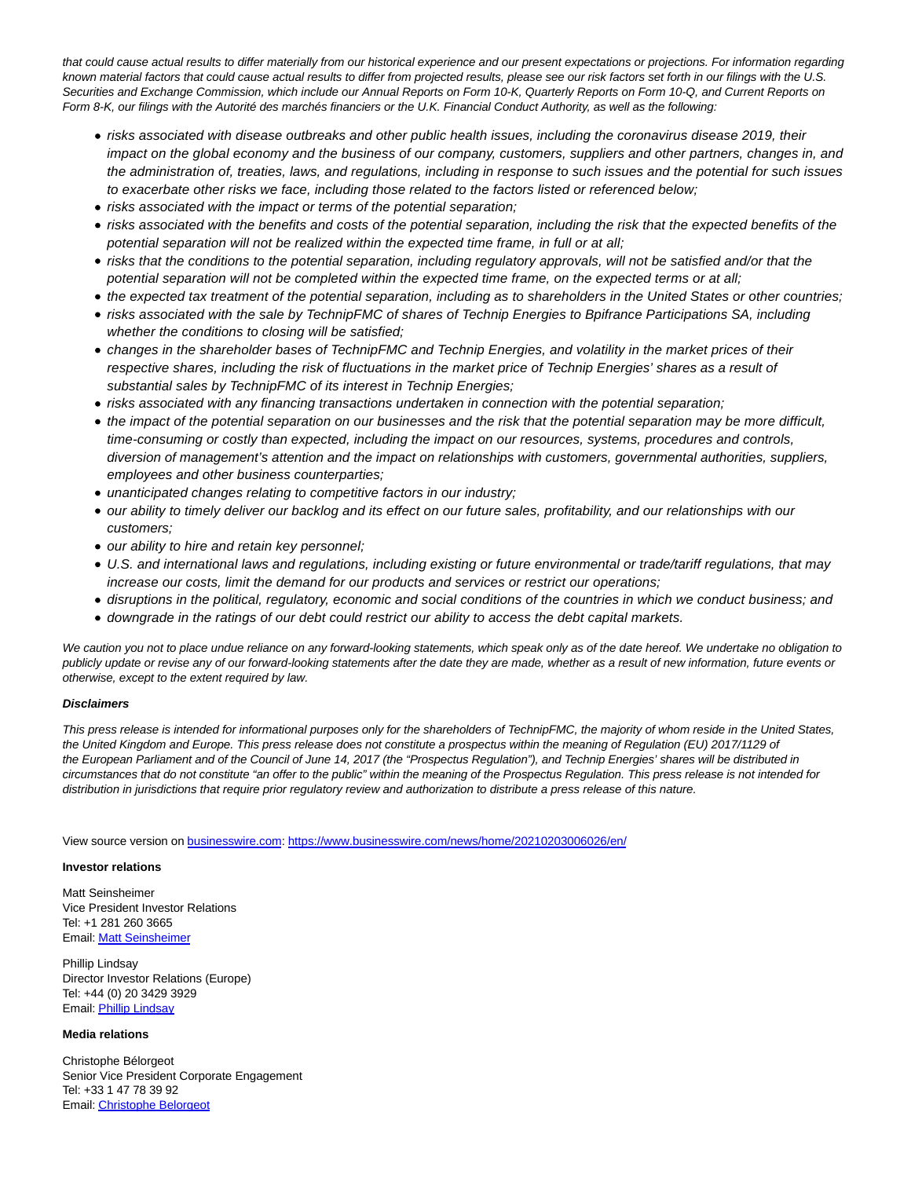*that could cause actual results to differ materially from our historical experience and our present expectations or projections. For information regarding known material factors that could cause actual results to differ from projected results, please see our risk factors set forth in our filings with the U.S. Securities and Exchange Commission, which include our Annual Reports on Form 10-K, Quarterly Reports on Form 10-Q, and Current Reports on Form 8-K, our filings with the Autorité des marchés financiers or the U.K. Financial Conduct Authority, as well as the following:*

- *risks associated with disease outbreaks and other public health issues, including the coronavirus disease 2019, their impact on the global economy and the business of our company, customers, suppliers and other partners, changes in, and the administration of, treaties, laws, and regulations, including in response to such issues and the potential for such issues to exacerbate other risks we face, including those related to the factors listed or referenced below;*
- *risks associated with the impact or terms of the potential separation;*
- *risks associated with the benefits and costs of the potential separation, including the risk that the expected benefits of the potential separation will not be realized within the expected time frame, in full or at all;*
- *risks that the conditions to the potential separation, including regulatory approvals, will not be satisfied and/or that the potential separation will not be completed within the expected time frame, on the expected terms or at all;*
- *the expected tax treatment of the potential separation, including as to shareholders in the United States or other countries;*
- *risks associated with the sale by TechnipFMC of shares of Technip Energies to Bpifrance Participations SA, including whether the conditions to closing will be satisfied;*
- *changes in the shareholder bases of TechnipFMC and Technip Energies, and volatility in the market prices of their respective shares, including the risk of fluctuations in the market price of Technip Energies' shares as a result of substantial sales by TechnipFMC of its interest in Technip Energies;*
- *risks associated with any financing transactions undertaken in connection with the potential separation;*
- *the impact of the potential separation on our businesses and the risk that the potential separation may be more difficult, time-consuming or costly than expected, including the impact on our resources, systems, procedures and controls, diversion of management's attention and the impact on relationships with customers, governmental authorities, suppliers, employees and other business counterparties;*
- *unanticipated changes relating to competitive factors in our industry;*
- *our ability to timely deliver our backlog and its effect on our future sales, profitability, and our relationships with our customers;*
- *our ability to hire and retain key personnel;*
- *U.S. and international laws and regulations, including existing or future environmental or trade/tariff regulations, that may increase our costs, limit the demand for our products and services or restrict our operations;*
- *disruptions in the political, regulatory, economic and social conditions of the countries in which we conduct business; and*
- *downgrade in the ratings of our debt could restrict our ability to access the debt capital markets.*

*We caution you not to place undue reliance on any forward-looking statements, which speak only as of the date hereof. We undertake no obligation to publicly update or revise any of our forward-looking statements after the date they are made, whether as a result of new information, future events or otherwise, except to the extent required by law.*

***Disclaimers***

*This press release is intended for informational purposes only for the shareholders of TechnipFMC, the majority of whom reside in the United States, the United Kingdom and Europe. This press release does not constitute a prospectus within the meaning of Regulation (EU) 2017/1129 of the European Parliament and of the Council of June 14, 2017 (the "Prospectus Regulation"), and Technip Energies' shares will be distributed in circumstances that do not constitute "an offer to the public" within the meaning of the Prospectus Regulation. This press release is not intended for distribution in jurisdictions that require prior regulatory review and authorization to distribute a press release of this nature.*

View source version on businesswire.com: https://www.businesswire.com/news/home/20210203006026/en/

**Investor relations**

Matt Seinsheimer
Vice President Investor Relations
Tel: +1 281 260 3665
Email: Matt Seinsheimer

Phillip Lindsay
Director Investor Relations (Europe)
Tel: +44 (0) 20 3429 3929
Email: Phillip Lindsay

**Media relations**

Christophe Bélorgeot
Senior Vice President Corporate Engagement
Tel: +33 1 47 78 39 92
Email: Christophe Belorgeot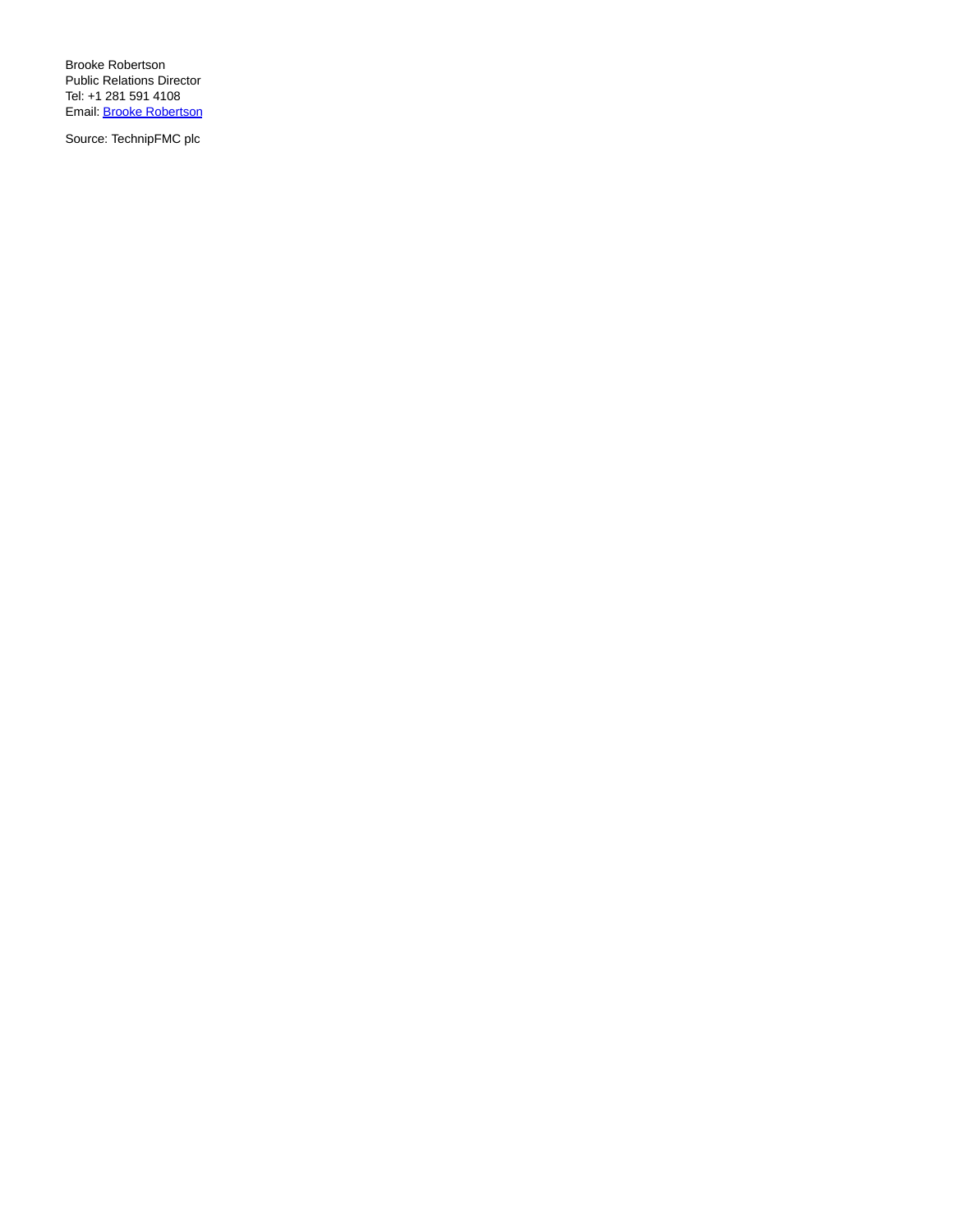Brooke Robertson
Public Relations Director
Tel: +1 281 591 4108
Email: Brooke Robertson

Source: TechnipFMC plc